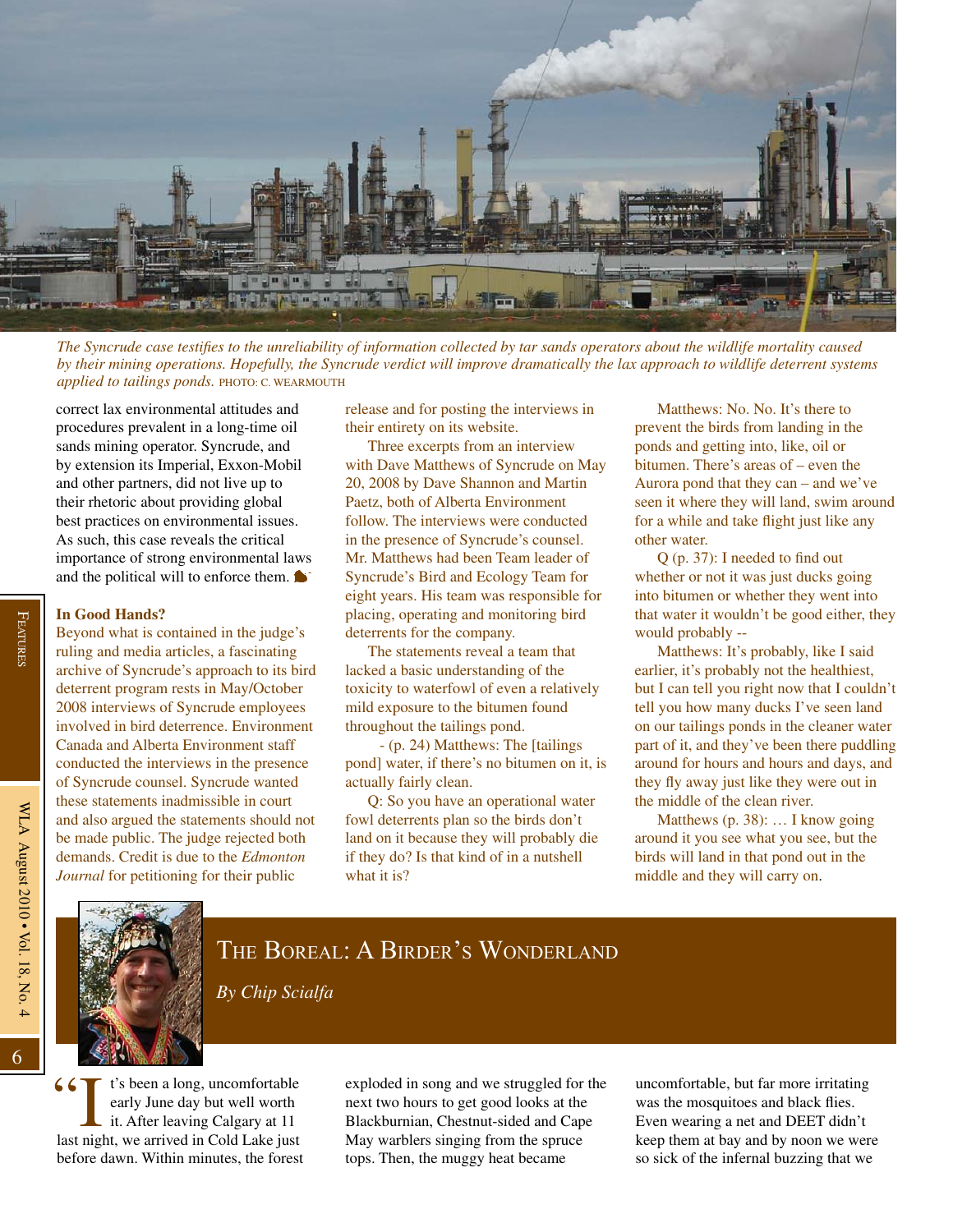*The Syncrude case testifies to the unreliability of information collected by tar sands operators about the wildlife mortality caused by their mining operations. Hopefully, the Syncrude verdict will improve dramatically the lax approach to wildlife deterrent systems applied to tailings ponds.* PHOTO: C. WEARMOUTH

correct lax environmental attitudes and procedures prevalent in a long-time oil sands mining operator. Syncrude, and by extension its Imperial, Exxon-Mobil and other partners, did not live up to their rhetoric about providing global best practices on environmental issues. As such, this case reveals the critical importance of strong environmental laws and the political will to enforce them.

**In Good Hands?**

Beyond what is contained in the judge's ruling and media articles, a fascinating archive of Syncrude's approach to its bird deterrent program rests in May/October 2008 interviews of Syncrude employees involved in bird deterrence. Environment Canada and Alberta Environment staff conducted the interviews in the presence of Syncrude counsel. Syncrude wanted these statements inadmissible in court and also argued the statements should not be made public. The judge rejected both demands. Credit is due to the *Edmonton Journal* for petitioning for their public release and for posting the interviews in their entirety on its website.

Three excerpts from an interview with Dave Matthews of Syncrude on May 20, 2008 by Dave Shannon and Martin Paetz, both of Alberta Environment follow. The interviews were conducted in the presence of Syncrude's counsel. Mr. Matthews had been Team leader of Syncrude's Bird and Ecology Team for eight years. His team was responsible for placing, operating and monitoring bird deterrents for the company.

The statements reveal a team that lacked a basic understanding of the toxicity to waterfowl of even a relatively mild exposure to the bitumen found throughout the tailings pond.

- (p. 24) Matthews: The [tailings pond] water, if there's no bitumen on it, is actually fairly clean.

Q: So you have an operational water fowl deterrents plan so the birds don't land on it because they will probably die if they do? Is that kind of in a nutshell what it is?

Matthews: No. No. It's there to prevent the birds from landing in the ponds and getting into, like, oil or bitumen. There's areas of – even the Aurora pond that they can – and we've seen it where they will land, swim around for a while and take flight just like any other water.

Q (p. 37): I needed to find out whether or not it was just ducks going into bitumen or whether they went into that water it wouldn't be good either, they would probably --

Matthews: It's probably, like I said earlier, it's probably not the healthiest, but I can tell you right now that I couldn't tell you how many ducks I've seen land on our tailings ponds in the cleaner water part of it, and they've been there puddling around for hours and hours and days, and they fly away just like they were out in the middle of the clean river.

Matthews (p. 38): … I know going around it you see what you see, but the birds will land in that pond out in the middle and they will carry on.

# The Boreal: A Birder's Wonderland

*By Chip Scialfa*

"It's been a long, uncomfortable early June day but well worth it. After leaving Calgary at 11 last night, we arrived in Cold Lake just before dawn. Within minutes, the forest exploded in song and we struggled for the next two hours to get good looks at the Blackburnian, Chestnut-sided and Cape May warblers singing from the spruce tops. Then, the muggy heat became uncomfortable, but far more irritating was the mosquitoes and black flies. Even wearing a net and DEET didn't keep them at bay and by noon we were so sick of the infernal buzzing that we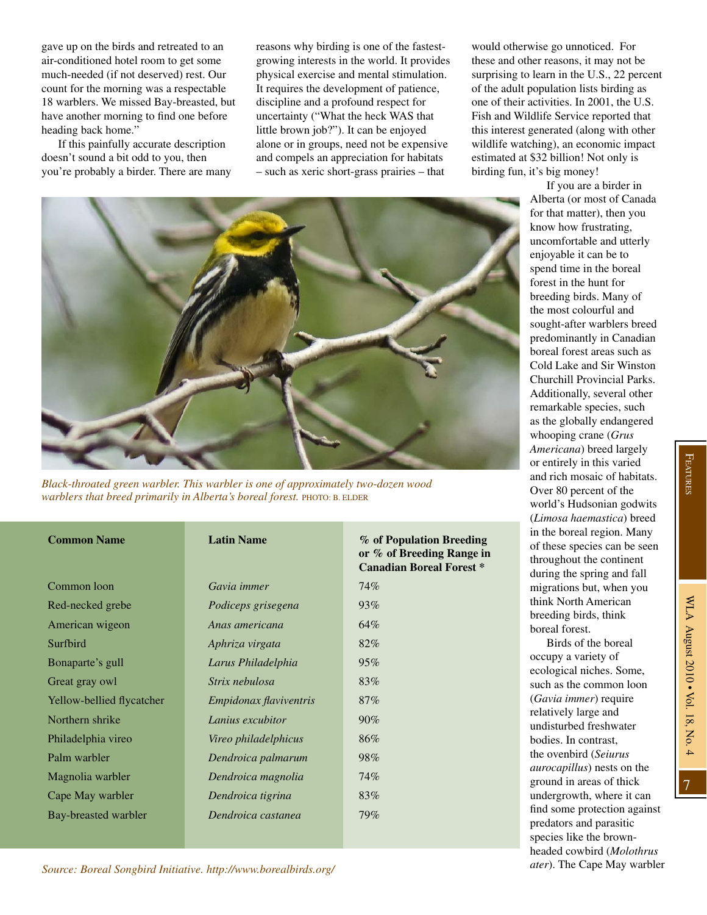gave up on the birds and retreated to an air-conditioned hotel room to get some much-needed (if not deserved) rest. Our count for the morning was a respectable 18 warblers. We missed Bay-breasted, but have another morning to find one before heading back home."

If this painfully accurate description doesn't sound a bit odd to you, then you're probably a birder. There are many reasons why birding is one of the fastest-growing interests in the world. It provides physical exercise and mental stimulation. It requires the development of patience, discipline and a profound respect for uncertainty ("What the heck WAS that little brown job?"). It can be enjoyed alone or in groups, need not be expensive and compels an appreciation for habitats – such as xeric short-grass prairies – that would otherwise go unnoticed. For these and other reasons, it may not be surprising to learn in the U.S., 22 percent of the adult population lists birding as one of their activities. In 2001, the U.S. Fish and Wildlife Service reported that this interest generated (along with other wildlife watching), an economic impact estimated at $32 billion! Not only is birding fun, it's big money!

If you are a birder in Alberta (or most of Canada for that matter), then you know how frustrating, uncomfortable and utterly enjoyable it can be to spend time in the boreal forest in the hunt for breeding birds. Many of the most colourful and sought-after warblers breed predominantly in Canadian boreal forest areas such as Cold Lake and Sir Winston Churchill Provincial Parks. Additionally, several other remarkable species, such as the globally endangered whooping crane (*Grus Americana*) breed largely or entirely in this varied and rich mosaic of habitats. Over 80 percent of the world's Hudsonian godwits (*Limosa haemastica*) breed in the boreal region. Many of these species can be seen throughout the continent during the spring and fall migrations but, when you think North American breeding birds, think boreal forest.

Birds of the boreal occupy a variety of ecological niches. Some, such as the common loon (*Gavia immer*) require relatively large and undisturbed freshwater bodies. In contrast, the ovenbird (*Seiurus aurocapillus*) nests on the ground in areas of thick undergrowth, where it can find some protection against predators and parasitic species like the brown-headed cowbird (*Molothrus ater*). The Cape May warbler

*Black-throated green warbler. This warbler is one of approximately two-dozen wood warblers that breed primarily in Alberta's boreal forest.* PHOTO: B. ELDER

| Common Name | Latin Name | % of Population Breeding or % of Breeding Range in Canadian Boreal Forest * |
|---|---|---|
| Common loon | *Gavia immer* | 74% |
| Red-necked grebe | *Podiceps grisegena* | 93% |
| American wigeon | *Anas americana* | 64% |
| Surfbird | *Aphriza virgata* | 82% |
| Bonaparte's gull | *Larus Philadelphia* | 95% |
| Great gray owl | *Strix nebulosa* | 83% |
| Yellow-bellied flycatcher | *Empidonax flaviventris* | 87% |
| Northern shrike | *Lanius excubitor* | 90% |
| Philadelphia vireo | *Vireo philadelphicus* | 86% |
| Palm warbler | *Dendroica palmarum* | 98% |
| Magnolia warbler | *Dendroica magnolia* | 74% |
| Cape May warbler | *Dendroica tigrina* | 83% |
| Bay-breasted warbler | *Dendroica castanea* | 79% |

*Source: Boreal Songbird Initiative. http://www.borealbirds.org/*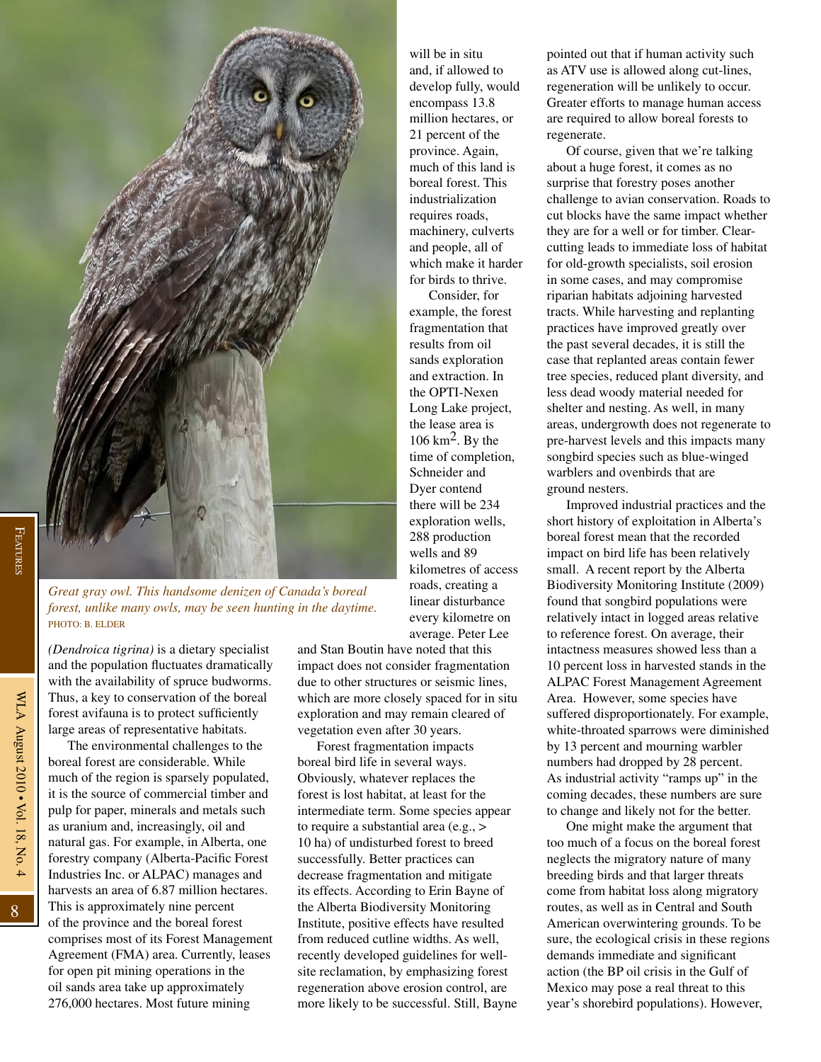*Great gray owl. This handsome denizen of Canada's boreal forest, unlike many owls, may be seen hunting in the daytime.*
PHOTO: B. ELDER

*(Dendroica tigrina)* is a dietary specialist and the population fluctuates dramatically with the availability of spruce budworms. Thus, a key to conservation of the boreal forest avifauna is to protect sufficiently large areas of representative habitats.

The environmental challenges to the boreal forest are considerable. While much of the region is sparsely populated, it is the source of commercial timber and pulp for paper, minerals and metals such as uranium and, increasingly, oil and natural gas. For example, in Alberta, one forestry company (Alberta-Pacific Forest Industries Inc. or ALPAC) manages and harvests an area of 6.87 million hectares. This is approximately nine percent of the province and the boreal forest comprises most of its Forest Management Agreement (FMA) area. Currently, leases for open pit mining operations in the oil sands area take up approximately 276,000 hectares. Most future mining will be in situ and, if allowed to develop fully, would encompass 13.8 million hectares, or 21 percent of the province. Again, much of this land is boreal forest. This industrialization requires roads, machinery, culverts and people, all of which make it harder for birds to thrive.

Consider, for example, the forest fragmentation that results from oil sands exploration and extraction. In the OPTI-Nexen Long Lake project, the lease area is 106 km$^2$. By the time of completion, Schneider and Dyer contend there will be 234 exploration wells, 288 production wells and 89 kilometres of access roads, creating a linear disturbance every kilometre on average. Peter Lee and Stan Boutin have noted that this impact does not consider fragmentation due to other structures or seismic lines, which are more closely spaced for in situ exploration and may remain cleared of vegetation even after 30 years.

Forest fragmentation impacts boreal bird life in several ways. Obviously, whatever replaces the forest is lost habitat, at least for the intermediate term. Some species appear to require a substantial area (e.g., > 10 ha) of undisturbed forest to breed successfully. Better practices can decrease fragmentation and mitigate its effects. According to Erin Bayne of the Alberta Biodiversity Monitoring Institute, positive effects have resulted from reduced cutline widths. As well, recently developed guidelines for well-site reclamation, by emphasizing forest regeneration above erosion control, are more likely to be successful. Still, Bayne pointed out that if human activity such as ATV use is allowed along cut-lines, regeneration will be unlikely to occur. Greater efforts to manage human access are required to allow boreal forests to regenerate.

Of course, given that we're talking about a huge forest, it comes as no surprise that forestry poses another challenge to avian conservation. Roads to cut blocks have the same impact whether they are for a well or for timber. Clear-cutting leads to immediate loss of habitat for old-growth specialists, soil erosion in some cases, and may compromise riparian habitats adjoining harvested tracts. While harvesting and replanting practices have improved greatly over the past several decades, it is still the case that replanted areas contain fewer tree species, reduced plant diversity, and less dead woody material needed for shelter and nesting. As well, in many areas, undergrowth does not regenerate to pre-harvest levels and this impacts many songbird species such as blue-winged warblers and ovenbirds that are ground nesters.

Improved industrial practices and the short history of exploitation in Alberta's boreal forest mean that the recorded impact on bird life has been relatively small. A recent report by the Alberta Biodiversity Monitoring Institute (2009) found that songbird populations were relatively intact in logged areas relative to reference forest. On average, their intactness measures showed less than a 10 percent loss in harvested stands in the ALPAC Forest Management Agreement Area. However, some species have suffered disproportionately. For example, white-throated sparrows were diminished by 13 percent and mourning warbler numbers had dropped by 28 percent. As industrial activity "ramps up" in the coming decades, these numbers are sure to change and likely not for the better.

One might make the argument that too much of a focus on the boreal forest neglects the migratory nature of many breeding birds and that larger threats come from habitat loss along migratory routes, as well as in Central and South American overwintering grounds. To be sure, the ecological crisis in these regions demands immediate and significant action (the BP oil crisis in the Gulf of Mexico may pose a real threat to this year's shorebird populations). However,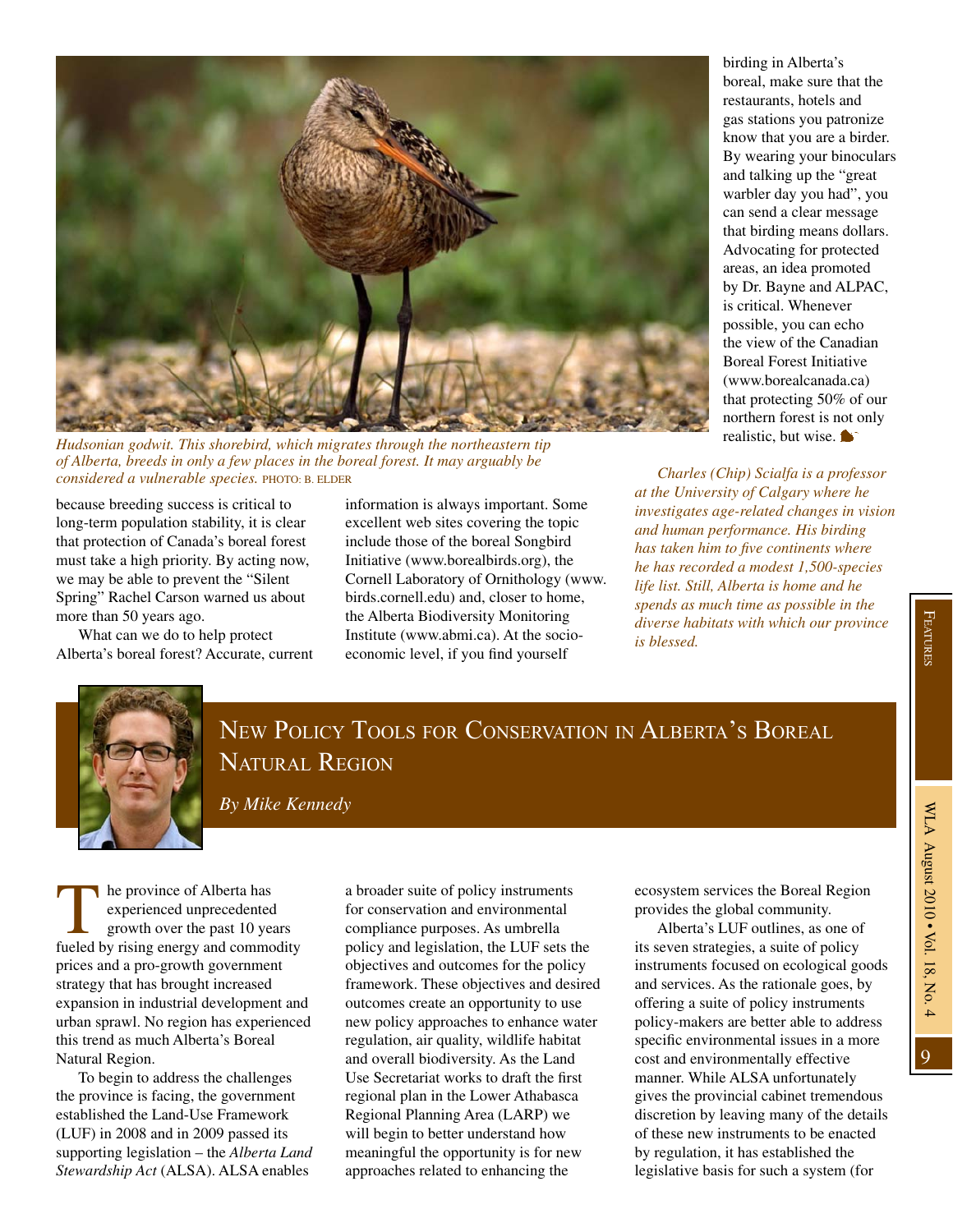*Hudsonian godwit. This shorebird, which migrates through the northeastern tip of Alberta, breeds in only a few places in the boreal forest. It may arguably be considered a vulnerable species.* PHOTO: B. ELDER

because breeding success is critical to long-term population stability, it is clear that protection of Canada's boreal forest must take a high priority. By acting now, we may be able to prevent the "Silent Spring" Rachel Carson warned us about more than 50 years ago.

What can we do to help protect Alberta's boreal forest? Accurate, current information is always important. Some excellent web sites covering the topic include those of the boreal Songbird Initiative (www.borealbirds.org), the Cornell Laboratory of Ornithology (www.birds.cornell.edu) and, closer to home, the Alberta Biodiversity Monitoring Institute (www.abmi.ca). At the socio-economic level, if you find yourself birding in Alberta's boreal, make sure that the restaurants, hotels and gas stations you patronize know that you are a birder. By wearing your binoculars and talking up the "great warbler day you had", you can send a clear message that birding means dollars. Advocating for protected areas, an idea promoted by Dr. Bayne and ALPAC, is critical. Whenever possible, you can echo the view of the Canadian Boreal Forest Initiative (www.borealcanada.ca) that protecting 50% of our northern forest is not only realistic, but wise.

*Charles (Chip) Scialfa is a professor at the University of Calgary where he investigates age-related changes in vision and human performance. His birding has taken him to five continents where he has recorded a modest 1,500-species life list. Still, Alberta is home and he spends as much time as possible in the diverse habitats with which our province is blessed.*

# New Policy Tools for Conservation in Alberta's Boreal Natural Region

*By Mike Kennedy*

The province of Alberta has experienced unprecedented growth over the past 10 years fueled by rising energy and commodity prices and a pro-growth government strategy that has brought increased expansion in industrial development and urban sprawl. No region has experienced this trend as much Alberta's Boreal Natural Region.

To begin to address the challenges the province is facing, the government established the Land-Use Framework (LUF) in 2008 and in 2009 passed its supporting legislation – the *Alberta Land Stewardship Act* (ALSA). ALSA enables a broader suite of policy instruments for conservation and environmental compliance purposes. As umbrella policy and legislation, the LUF sets the objectives and outcomes for the policy framework. These objectives and desired outcomes create an opportunity to use new policy approaches to enhance water regulation, air quality, wildlife habitat and overall biodiversity. As the Land Use Secretariat works to draft the first regional plan in the Lower Athabasca Regional Planning Area (LARP) we will begin to better understand how meaningful the opportunity is for new approaches related to enhancing the ecosystem services the Boreal Region provides the global community.

Alberta's LUF outlines, as one of its seven strategies, a suite of policy instruments focused on ecological goods and services. As the rationale goes, by offering a suite of policy instruments policy-makers are better able to address specific environmental issues in a more cost and environmentally effective manner. While ALSA unfortunately gives the provincial cabinet tremendous discretion by leaving many of the details of these new instruments to be enacted by regulation, it has established the legislative basis for such a system (for